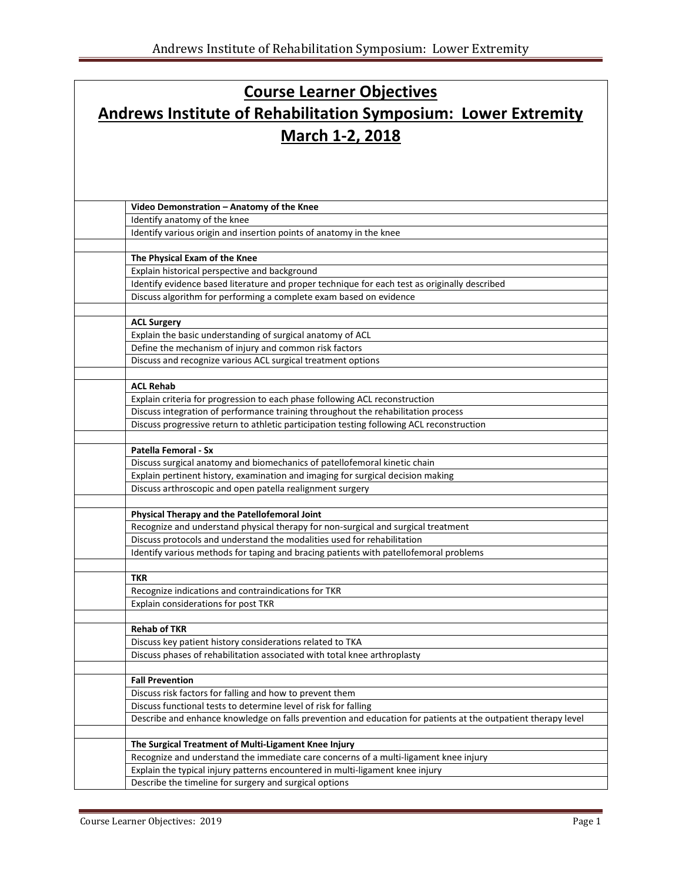# Course Learner Objectives

# Andrews Institute of Rehabilitation Symposium: Lower Extremity

# March 1-2, 2018

| | |
|---|---|
| | **Video Demonstration – Anatomy of the Knee** |
| | Identify anatomy of the knee |
| | Identify various origin and insertion points of anatomy in the knee |
| | |
| | **The Physical Exam of the Knee** |
| | Explain historical perspective and background |
| | Identify evidence based literature and proper technique for each test as originally described |
| | Discuss algorithm for performing a complete exam based on evidence |
| | |
| | **ACL Surgery** |
| | Explain the basic understanding of surgical anatomy of ACL |
| | Define the mechanism of injury and common risk factors |
| | Discuss and recognize various ACL surgical treatment options |
| | |
| | **ACL Rehab** |
| | Explain criteria for progression to each phase following ACL reconstruction |
| | Discuss integration of performance training throughout the rehabilitation process |
| | Discuss progressive return to athletic participation testing following ACL reconstruction |
| | |
| | **Patella Femoral - Sx** |
| | Discuss surgical anatomy and biomechanics of patellofemoral kinetic chain |
| | Explain pertinent history, examination and imaging for surgical decision making |
| | Discuss arthroscopic and open patella realignment surgery |
| | |
| | **Physical Therapy and the Patellofemoral Joint** |
| | Recognize and understand physical therapy for non-surgical and surgical treatment |
| | Discuss protocols and understand the modalities used for rehabilitation |
| | Identify various methods for taping and bracing patients with patellofemoral problems |
| | |
| | **TKR** |
| | Recognize indications and contraindications for TKR |
| | Explain considerations for post TKR |
| | |
| | **Rehab of TKR** |
| | Discuss key patient history considerations related to TKA |
| | Discuss phases of rehabilitation associated with total knee arthroplasty |
| | |
| | **Fall Prevention** |
| | Discuss risk factors for falling and how to prevent them |
| | Discuss functional tests to determine level of risk for falling |
| | Describe and enhance knowledge on falls prevention and education for patients at the outpatient therapy level |
| | |
| | **The Surgical Treatment of Multi-Ligament Knee Injury** |
| | Recognize and understand the immediate care concerns of a multi-ligament knee injury |
| | Explain the typical injury patterns encountered in multi-ligament knee injury |
| | Describe the timeline for surgery and surgical options |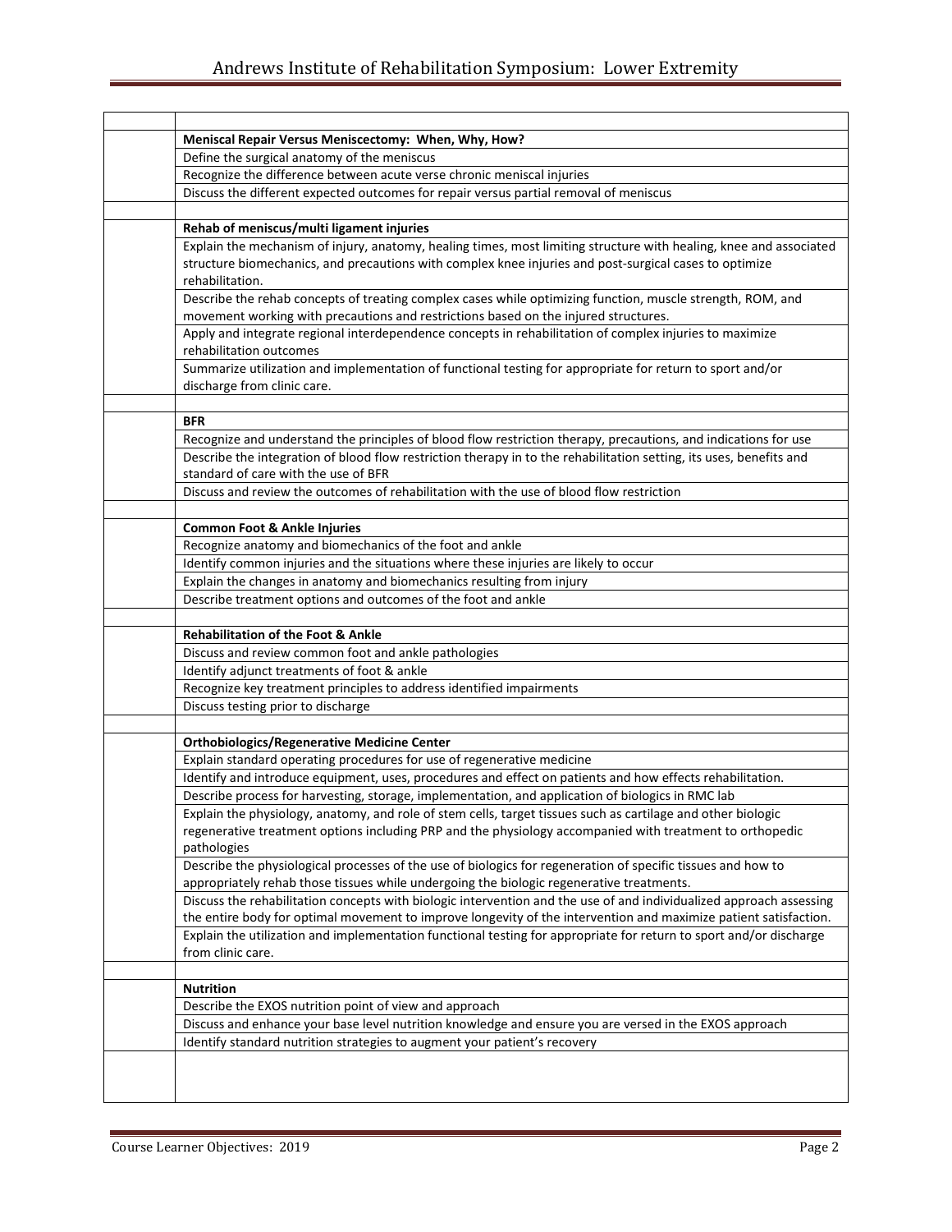| | |
|---|---|
| | **Meniscal Repair Versus Meniscectomy: When, Why, How?** |
| | Define the surgical anatomy of the meniscus |
| | Recognize the difference between acute verse chronic meniscal injuries |
| | Discuss the different expected outcomes for repair versus partial removal of meniscus |
| | |
| | **Rehab of meniscus/multi ligament injuries** |
| | Explain the mechanism of injury, anatomy, healing times, most limiting structure with healing, knee and associated structure biomechanics, and precautions with complex knee injuries and post-surgical cases to optimize rehabilitation. |
| | Describe the rehab concepts of treating complex cases while optimizing function, muscle strength, ROM, and movement working with precautions and restrictions based on the injured structures. |
| | Apply and integrate regional interdependence concepts in rehabilitation of complex injuries to maximize rehabilitation outcomes |
| | Summarize utilization and implementation of functional testing for appropriate for return to sport and/or discharge from clinic care. |
| | |
| | **BFR** |
| | Recognize and understand the principles of blood flow restriction therapy, precautions, and indications for use |
| | Describe the integration of blood flow restriction therapy in to the rehabilitation setting, its uses, benefits and standard of care with the use of BFR |
| | Discuss and review the outcomes of rehabilitation with the use of blood flow restriction |
| | |
| | **Common Foot & Ankle Injuries** |
| | Recognize anatomy and biomechanics of the foot and ankle |
| | Identify common injuries and the situations where these injuries are likely to occur |
| | Explain the changes in anatomy and biomechanics resulting from injury |
| | Describe treatment options and outcomes of the foot and ankle |
| | |
| | **Rehabilitation of the Foot & Ankle** |
| | Discuss and review common foot and ankle pathologies |
| | Identify adjunct treatments of foot & ankle |
| | Recognize key treatment principles to address identified impairments |
| | Discuss testing prior to discharge |
| | |
| | **Orthobiologics/Regenerative Medicine Center** |
| | Explain standard operating procedures for use of regenerative medicine |
| | Identify and introduce equipment, uses, procedures and effect on patients and how effects rehabilitation. |
| | Describe process for harvesting, storage, implementation, and application of biologics in RMC lab |
| | Explain the physiology, anatomy, and role of stem cells, target tissues such as cartilage and other biologic regenerative treatment options including PRP and the physiology accompanied with treatment to orthopedic pathologies |
| | Describe the physiological processes of the use of biologics for regeneration of specific tissues and how to appropriately rehab those tissues while undergoing the biologic regenerative treatments. |
| | Discuss the rehabilitation concepts with biologic intervention and the use of and individualized approach assessing the entire body for optimal movement to improve longevity of the intervention and maximize patient satisfaction. |
| | Explain the utilization and implementation functional testing for appropriate for return to sport and/or discharge from clinic care. |
| | |
| | **Nutrition** |
| | Describe the EXOS nutrition point of view and approach |
| | Discuss and enhance your base level nutrition knowledge and ensure you are versed in the EXOS approach |
| | Identify standard nutrition strategies to augment your patient's recovery |
| | |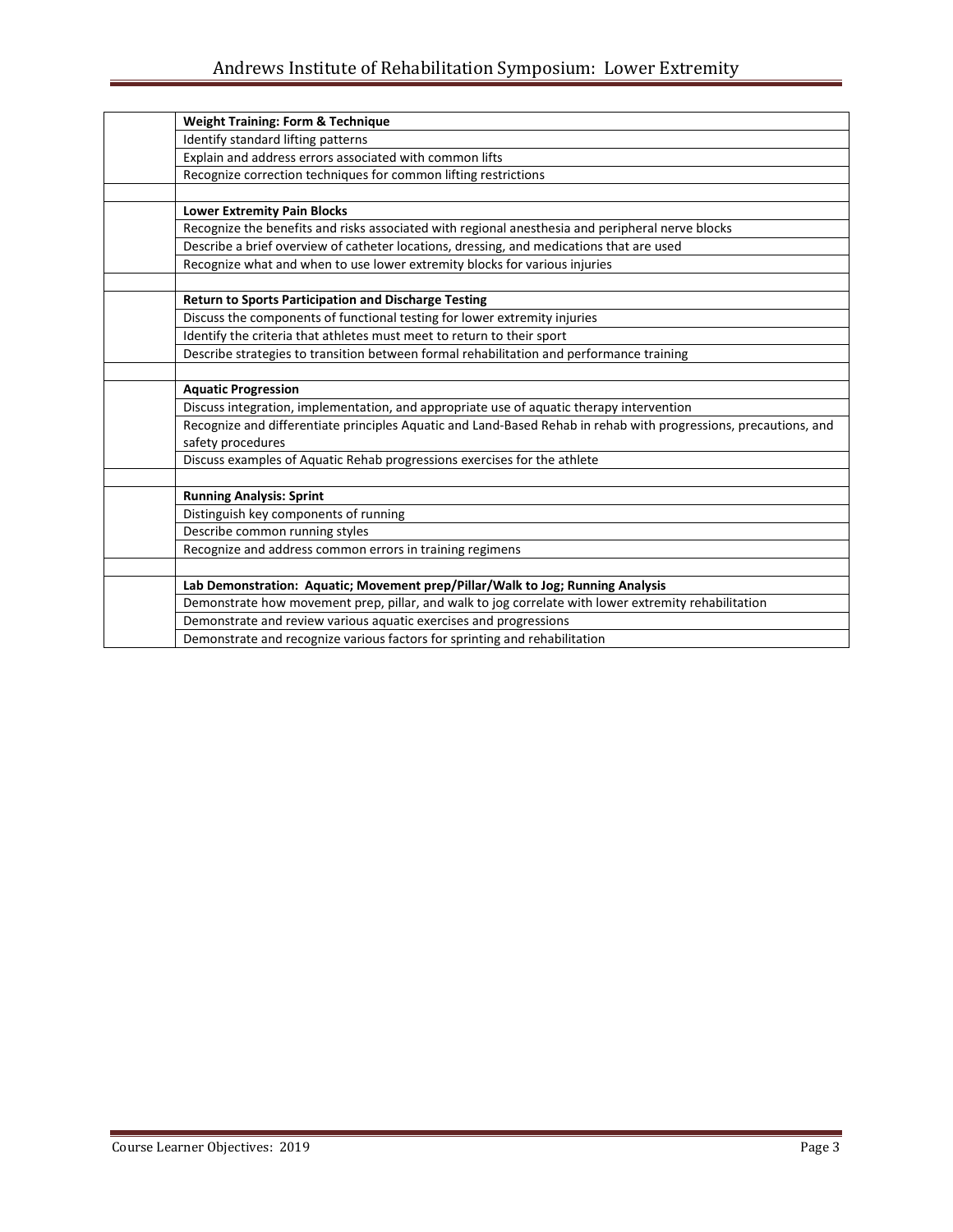| | |
|---|---|
| | **Weight Training: Form & Technique** |
| | Identify standard lifting patterns |
| | Explain and address errors associated with common lifts |
| | Recognize correction techniques for common lifting restrictions |
| | |
| | **Lower Extremity Pain Blocks** |
| | Recognize the benefits and risks associated with regional anesthesia and peripheral nerve blocks |
| | Describe a brief overview of catheter locations, dressing, and medications that are used |
| | Recognize what and when to use lower extremity blocks for various injuries |
| | |
| | **Return to Sports Participation and Discharge Testing** |
| | Discuss the components of functional testing for lower extremity injuries |
| | Identify the criteria that athletes must meet to return to their sport |
| | Describe strategies to transition between formal rehabilitation and performance training |
| | |
| | **Aquatic Progression** |
| | Discuss integration, implementation, and appropriate use of aquatic therapy intervention |
| | Recognize and differentiate principles Aquatic and Land-Based Rehab in rehab with progressions, precautions, and safety procedures |
| | Discuss examples of Aquatic Rehab progressions exercises for the athlete |
| | |
| | **Running Analysis: Sprint** |
| | Distinguish key components of running |
| | Describe common running styles |
| | Recognize and address common errors in training regimens |
| | |
| | **Lab Demonstration: Aquatic; Movement prep/Pillar/Walk to Jog; Running Analysis** |
| | Demonstrate how movement prep, pillar, and walk to jog correlate with lower extremity rehabilitation |
| | Demonstrate and review various aquatic exercises and progressions |
| | Demonstrate and recognize various factors for sprinting and rehabilitation |